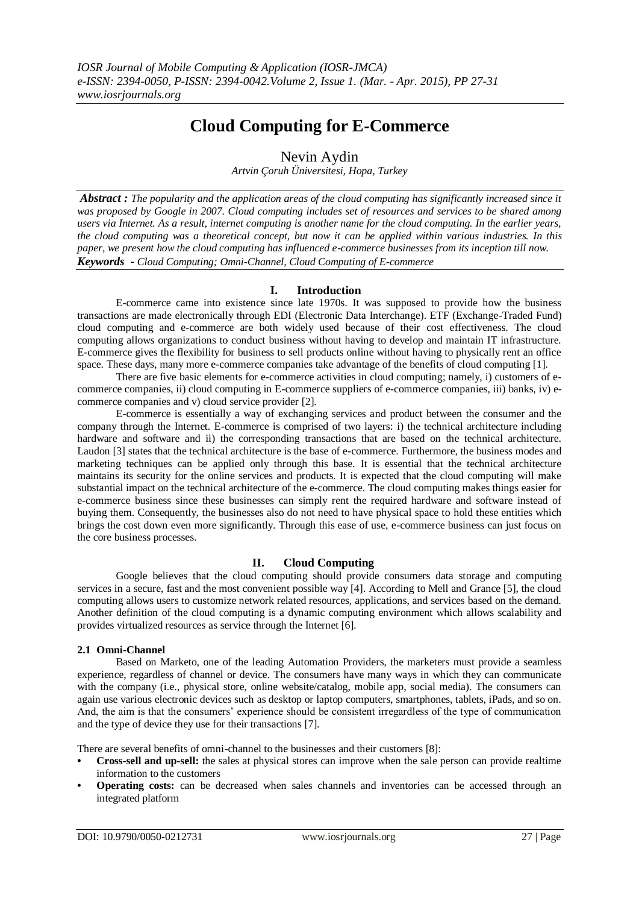# Cloud Computing for E-Commerce

Nevin Aydin

*Artvin Çoruh Üniversitesi, Hopa, Turkey*

***Abstract :*** *The popularity and the application areas of the cloud computing has significantly increased since it was proposed by Google in 2007. Cloud computing includes set of resources and services to be shared among users via Internet. As a result, internet computing is another name for the cloud computing. In the earlier years, the cloud computing was a theoretical concept, but now it can be applied within various industries. In this paper, we present how the cloud computing has influenced e-commerce businesses from its inception till now.*

***Keywords*** *- Cloud Computing; Omni-Channel, Cloud Computing of E-commerce*

## I. Introduction

E-commerce came into existence since late 1970s. It was supposed to provide how the business transactions are made electronically through EDI (Electronic Data Interchange). ETF (Exchange-Traded Fund) cloud computing and e-commerce are both widely used because of their cost effectiveness. The cloud computing allows organizations to conduct business without having to develop and maintain IT infrastructure. E-commerce gives the flexibility for business to sell products online without having to physically rent an office space. These days, many more e-commerce companies take advantage of the benefits of cloud computing [1].

There are five basic elements for e-commerce activities in cloud computing; namely, i) customers of e-commerce companies, ii) cloud computing in E-commerce suppliers of e-commerce companies, iii) banks, iv) e-commerce companies and v) cloud service provider [2].

E-commerce is essentially a way of exchanging services and product between the consumer and the company through the Internet. E-commerce is comprised of two layers: i) the technical architecture including hardware and software and ii) the corresponding transactions that are based on the technical architecture. Laudon [3] states that the technical architecture is the base of e-commerce. Furthermore, the business modes and marketing techniques can be applied only through this base. It is essential that the technical architecture maintains its security for the online services and products. It is expected that the cloud computing will make substantial impact on the technical architecture of the e-commerce. The cloud computing makes things easier for e-commerce business since these businesses can simply rent the required hardware and software instead of buying them. Consequently, the businesses also do not need to have physical space to hold these entities which brings the cost down even more significantly. Through this ease of use, e-commerce business can just focus on the core business processes.

## II. Cloud Computing

Google believes that the cloud computing should provide consumers data storage and computing services in a secure, fast and the most convenient possible way [4]. According to Mell and Grance [5], the cloud computing allows users to customize network related resources, applications, and services based on the demand. Another definition of the cloud computing is a dynamic computing environment which allows scalability and provides virtualized resources as service through the Internet [6].

### 2.1 Omni-Channel

Based on Marketo, one of the leading Automation Providers, the marketers must provide a seamless experience, regardless of channel or device. The consumers have many ways in which they can communicate with the company (i.e., physical store, online website/catalog, mobile app, social media). The consumers can again use various electronic devices such as desktop or laptop computers, smartphones, tablets, iPads, and so on. And, the aim is that the consumers' experience should be consistent irregardless of the type of communication and the type of device they use for their transactions [7].

There are several benefits of omni-channel to the businesses and their customers [8]:

- **Cross-sell and up-sell:** the sales at physical stores can improve when the sale person can provide realtime information to the customers
- **Operating costs:** can be decreased when sales channels and inventories can be accessed through an integrated platform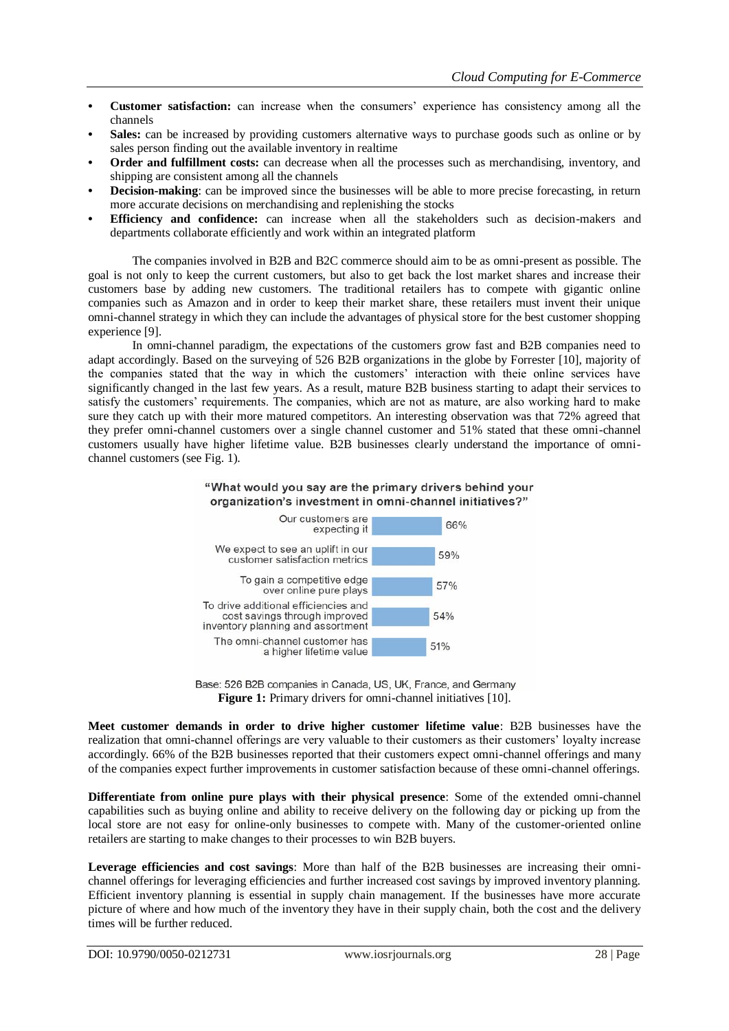- **Customer satisfaction:** can increase when the consumers' experience has consistency among all the channels
- **Sales:** can be increased by providing customers alternative ways to purchase goods such as online or by sales person finding out the available inventory in realtime
- **Order and fulfillment costs:** can decrease when all the processes such as merchandising, inventory, and shipping are consistent among all the channels
- **Decision-making**: can be improved since the businesses will be able to more precise forecasting, in return more accurate decisions on merchandising and replenishing the stocks
- **Efficiency and confidence:** can increase when all the stakeholders such as decision-makers and departments collaborate efficiently and work within an integrated platform

The companies involved in B2B and B2C commerce should aim to be as omni-present as possible. The goal is not only to keep the current customers, but also to get back the lost market shares and increase their customers base by adding new customers. The traditional retailers has to compete with gigantic online companies such as Amazon and in order to keep their market share, these retailers must invent their unique omni-channel strategy in which they can include the advantages of physical store for the best customer shopping experience [9].

In omni-channel paradigm, the expectations of the customers grow fast and B2B companies need to adapt accordingly. Based on the surveying of 526 B2B organizations in the globe by Forrester [10], majority of the companies stated that the way in which the customers' interaction with theie online services have significantly changed in the last few years. As a result, mature B2B business starting to adapt their services to satisfy the customers' requirements. The companies, which are not as mature, are also working hard to make sure they catch up with their more matured competitors. An interesting observation was that 72% agreed that they prefer omni-channel customers over a single channel customer and 51% stated that these omni-channel customers usually have higher lifetime value. B2B businesses clearly understand the importance of omni-channel customers (see Fig. 1).

"What would you say are the primary drivers behind your organization's investment in omni-channel initiatives?"

| Driver | % |
|---|---|
| Our customers are expecting it | 66% |
| We expect to see an uplift in our customer satisfaction metrics | 59% |
| To gain a competitive edge over online pure plays | 57% |
| To drive additional efficiencies and cost savings through improved inventory planning and assortment | 54% |
| The omni-channel customer has a higher lifetime value | 51% |

Base: 526 B2B companies in Canada, US, UK, France, and Germany

**Figure 1:** Primary drivers for omni-channel initiatives [10].

**Meet customer demands in order to drive higher customer lifetime value**: B2B businesses have the realization that omni-channel offerings are very valuable to their customers as their customers' loyalty increase accordingly. 66% of the B2B businesses reported that their customers expect omni-channel offerings and many of the companies expect further improvements in customer satisfaction because of these omni-channel offerings.

**Differentiate from online pure plays with their physical presence**: Some of the extended omni-channel capabilities such as buying online and ability to receive delivery on the following day or picking up from the local store are not easy for online-only businesses to compete with. Many of the customer-oriented online retailers are starting to make changes to their processes to win B2B buyers.

**Leverage efficiencies and cost savings**: More than half of the B2B businesses are increasing their omni-channel offerings for leveraging efficiencies and further increased cost savings by improved inventory planning. Efficient inventory planning is essential in supply chain management. If the businesses have more accurate picture of where and how much of the inventory they have in their supply chain, both the cost and the delivery times will be further reduced.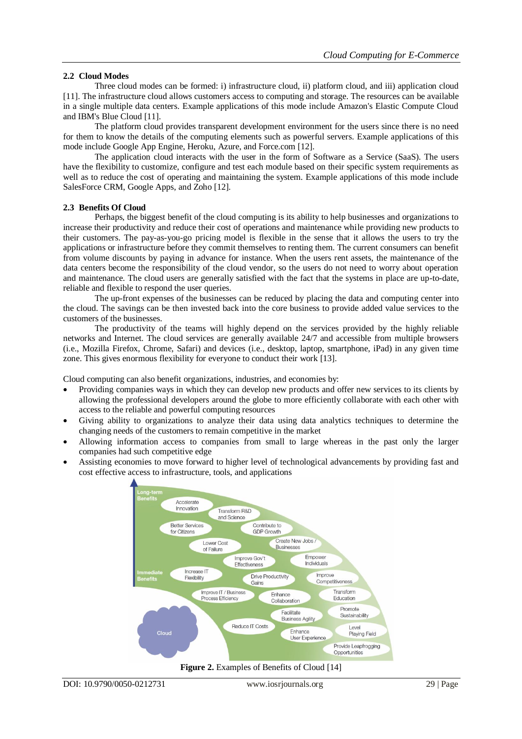### 2.2 Cloud Modes

Three cloud modes can be formed: i) infrastructure cloud, ii) platform cloud, and iii) application cloud [11]. The infrastructure cloud allows customers access to computing and storage. The resources can be available in a single multiple data centers. Example applications of this mode include Amazon's Elastic Compute Cloud and IBM's Blue Cloud [11].

The platform cloud provides transparent development environment for the users since there is no need for them to know the details of the computing elements such as powerful servers. Example applications of this mode include Google App Engine, Heroku, Azure, and Force.com [12].

The application cloud interacts with the user in the form of Software as a Service (SaaS). The users have the flexibility to customize, configure and test each module based on their specific system requirements as well as to reduce the cost of operating and maintaining the system. Example applications of this mode include SalesForce CRM, Google Apps, and Zoho [12].

### 2.3 Benefits Of Cloud

Perhaps, the biggest benefit of the cloud computing is its ability to help businesses and organizations to increase their productivity and reduce their cost of operations and maintenance while providing new products to their customers. The pay-as-you-go pricing model is flexible in the sense that it allows the users to try the applications or infrastructure before they commit themselves to renting them. The current consumers can benefit from volume discounts by paying in advance for instance. When the users rent assets, the maintenance of the data centers become the responsibility of the cloud vendor, so the users do not need to worry about operation and maintenance. The cloud users are generally satisfied with the fact that the systems in place are up-to-date, reliable and flexible to respond the user queries.

The up-front expenses of the businesses can be reduced by placing the data and computing center into the cloud. The savings can be then invested back into the core business to provide added value services to the customers of the businesses.

The productivity of the teams will highly depend on the services provided by the highly reliable networks and Internet. The cloud services are generally available 24/7 and accessible from multiple browsers (i.e., Mozilla Firefox, Chrome, Safari) and devices (i.e., desktop, laptop, smartphone, iPad) in any given time zone. This gives enormous flexibility for everyone to conduct their work [13].

Cloud computing can also benefit organizations, industries, and economies by:

- Providing companies ways in which they can develop new products and offer new services to its clients by allowing the professional developers around the globe to more efficiently collaborate with each other with access to the reliable and powerful computing resources
- Giving ability to organizations to analyze their data using data analytics techniques to determine the changing needs of the customers to remain competitive in the market
- Allowing information access to companies from small to large whereas in the past only the larger companies had such competitive edge
- Assisting economies to move forward to higher level of technological advancements by providing fast and cost effective access to infrastructure, tools, and applications

Long-term Benefits
Immediate Benefits
Cloud
Accelerate Innovation
Transform R&D and Science
Better Services for Citizens
Contribute to GDP Growth
Lower Cost of Failure
Create New Jobs / Businesses
Improve Gov't Effectiveness
Empower Individuals
Increase IT Flexibility
Drive Productivity Gains
Improve Competitiveness
Improve IT / Business Process Efficiency
Enhance Collaboration
Transform Education
Facilitate Business Agility
Promote Sustainability
Reduce IT Costs
Enhance User Experience
Level Playing Field
Provide Leapfrogging Opportunities

**Figure 2.** Examples of Benefits of Cloud [14]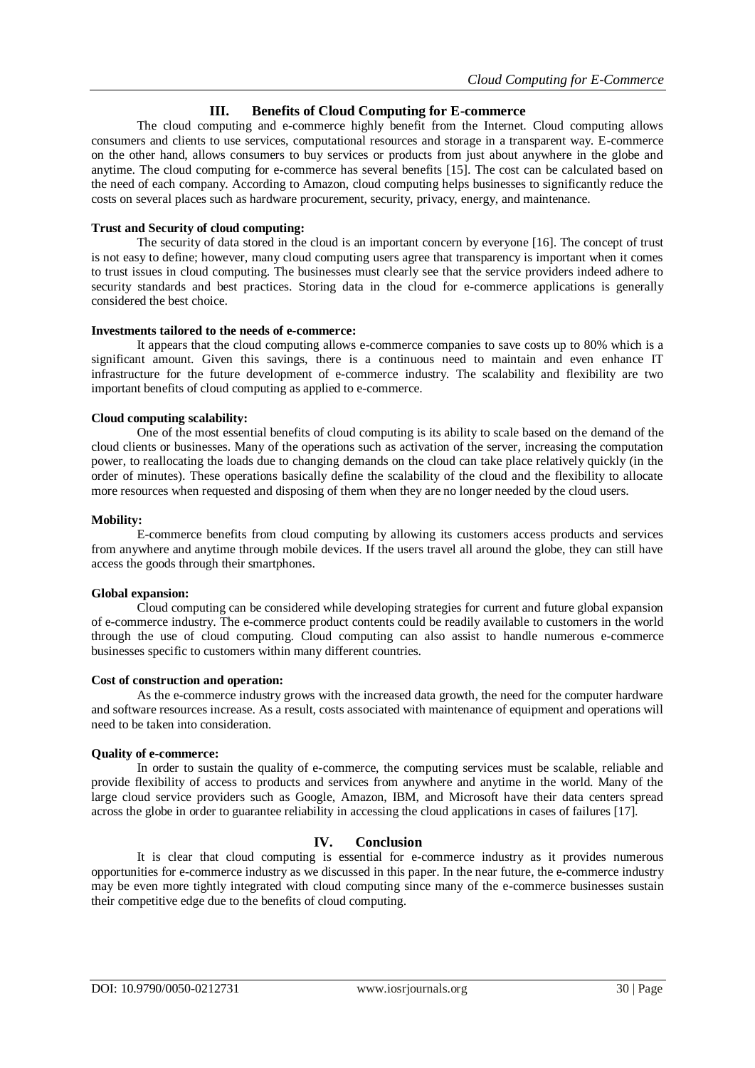## III. Benefits of Cloud Computing for E-commerce

The cloud computing and e-commerce highly benefit from the Internet. Cloud computing allows consumers and clients to use services, computational resources and storage in a transparent way. E-commerce on the other hand, allows consumers to buy services or products from just about anywhere in the globe and anytime. The cloud computing for e-commerce has several benefits [15]. The cost can be calculated based on the need of each company. According to Amazon, cloud computing helps businesses to significantly reduce the costs on several places such as hardware procurement, security, privacy, energy, and maintenance.

**Trust and Security of cloud computing:**

The security of data stored in the cloud is an important concern by everyone [16]. The concept of trust is not easy to define; however, many cloud computing users agree that transparency is important when it comes to trust issues in cloud computing. The businesses must clearly see that the service providers indeed adhere to security standards and best practices. Storing data in the cloud for e-commerce applications is generally considered the best choice.

**Investments tailored to the needs of e-commerce:**

It appears that the cloud computing allows e-commerce companies to save costs up to 80% which is a significant amount. Given this savings, there is a continuous need to maintain and even enhance IT infrastructure for the future development of e-commerce industry. The scalability and flexibility are two important benefits of cloud computing as applied to e-commerce.

**Cloud computing scalability:**

One of the most essential benefits of cloud computing is its ability to scale based on the demand of the cloud clients or businesses. Many of the operations such as activation of the server, increasing the computation power, to reallocating the loads due to changing demands on the cloud can take place relatively quickly (in the order of minutes). These operations basically define the scalability of the cloud and the flexibility to allocate more resources when requested and disposing of them when they are no longer needed by the cloud users.

**Mobility:**

E-commerce benefits from cloud computing by allowing its customers access products and services from anywhere and anytime through mobile devices. If the users travel all around the globe, they can still have access the goods through their smartphones.

**Global expansion:**

Cloud computing can be considered while developing strategies for current and future global expansion of e-commerce industry. The e-commerce product contents could be readily available to customers in the world through the use of cloud computing. Cloud computing can also assist to handle numerous e-commerce businesses specific to customers within many different countries.

**Cost of construction and operation:**

As the e-commerce industry grows with the increased data growth, the need for the computer hardware and software resources increase. As a result, costs associated with maintenance of equipment and operations will need to be taken into consideration.

**Quality of e-commerce:**

In order to sustain the quality of e-commerce, the computing services must be scalable, reliable and provide flexibility of access to products and services from anywhere and anytime in the world. Many of the large cloud service providers such as Google, Amazon, IBM, and Microsoft have their data centers spread across the globe in order to guarantee reliability in accessing the cloud applications in cases of failures [17].

## IV. Conclusion

It is clear that cloud computing is essential for e-commerce industry as it provides numerous opportunities for e-commerce industry as we discussed in this paper. In the near future, the e-commerce industry may be even more tightly integrated with cloud computing since many of the e-commerce businesses sustain their competitive edge due to the benefits of cloud computing.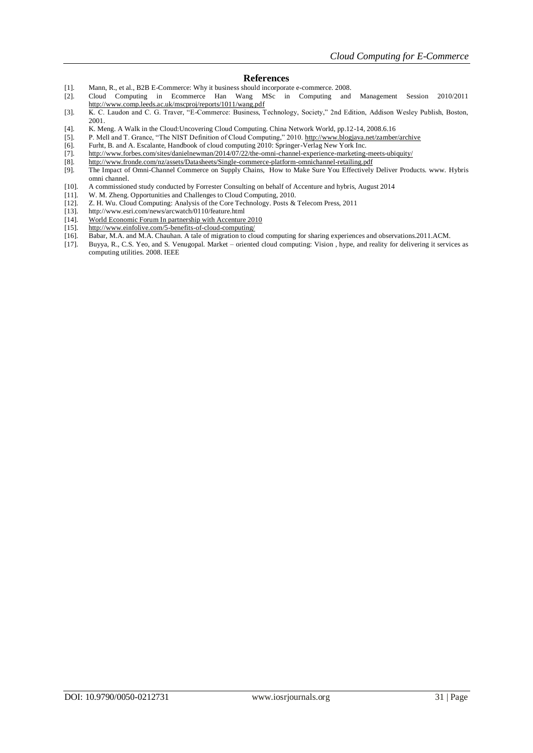## References

[1]. Mann, R., et al., B2B E-Commerce: Why it business should incorporate e-commerce. 2008.

[2]. Cloud Computing in Ecommerce Han Wang MSc in Computing and Management Session 2010/2011 http://www.comp.leeds.ac.uk/mscproj/reports/1011/wang.pdf

[3]. K. C. Laudon and C. G. Traver, "E-Commerce: Business, Technology, Society," 2nd Edition, Addison Wesley Publish, Boston, 2001.

[4]. K. Meng. A Walk in the Cloud:Uncovering Cloud Computing. China Network World, pp.12-14, 2008.6.16

[5]. P. Mell and T. Grance, "The NIST Definition of Cloud Computing," 2010. http://www.blogjava.net/zamber/archive

[6]. Furht, B. and A. Escalante, Handbook of cloud computing 2010: Springer-Verlag New York Inc.

[7]. http://www.forbes.com/sites/danielnewman/2014/07/22/the-omni-channel-experience-marketing-meets-ubiquity/

[8]. http://www.fronde.com/nz/assets/Datasheets/Single-commerce-platform-omnichannel-retailing.pdf

[9]. The Impact of Omni-Channel Commerce on Supply Chains, How to Make Sure You Effectively Deliver Products. www. Hybris omni channel.

[10]. A commissioned study conducted by Forrester Consulting on behalf of Accenture and hybris, August 2014

[11]. W. M. Zheng. Opportunities and Challenges to Cloud Computing, 2010.

[12]. Z. H. Wu. Cloud Computing: Analysis of the Core Technology. Posts & Telecom Press, 2011

[13]. http://www.esri.com/news/arcwatch/0110/feature.html

[14]. World Economic Forum In partnership with Accenture 2010

[15]. http://www.einfolive.com/5-benefits-of-cloud-computing/

[16]. Babar, M.A. and M.A. Chauhan. A tale of migration to cloud computing for sharing experiences and observations.2011.ACM.

[17]. Buyya, R., C.S. Yeo, and S. Venugopal. Market – oriented cloud computing: Vision , hype, and reality for delivering it services as computing utilities. 2008. IEEE